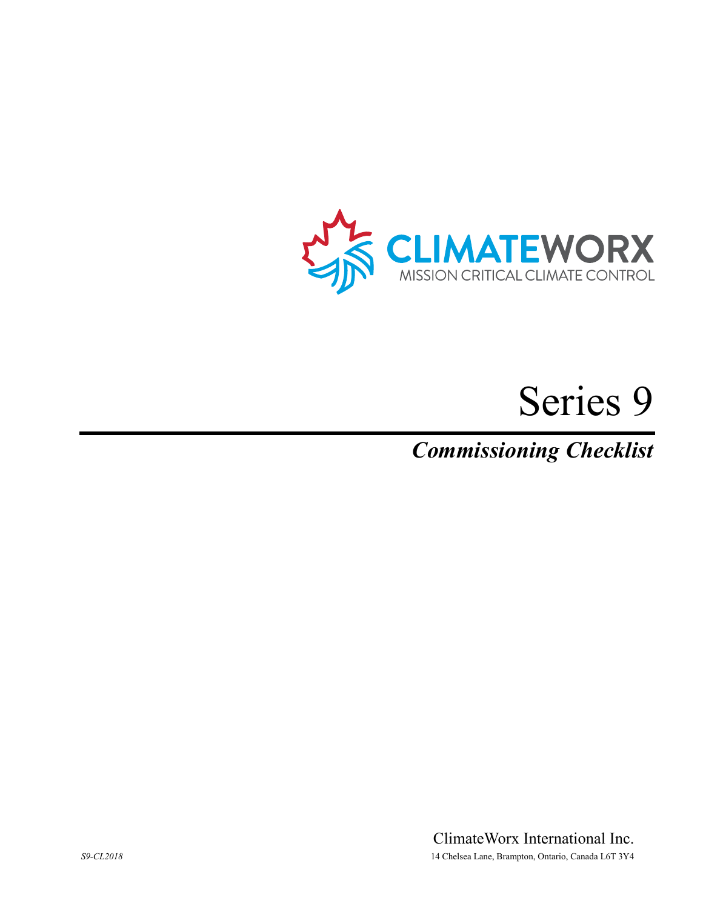CLIMATEWORX

MISSION CRITICAL CLIMATE CONTROL

# Series 9

## *Commissioning Checklist*

ClimateWorx International Inc.

*S9-CL2018*

14 Chelsea Lane, Brampton, Ontario, Canada L6T 3Y4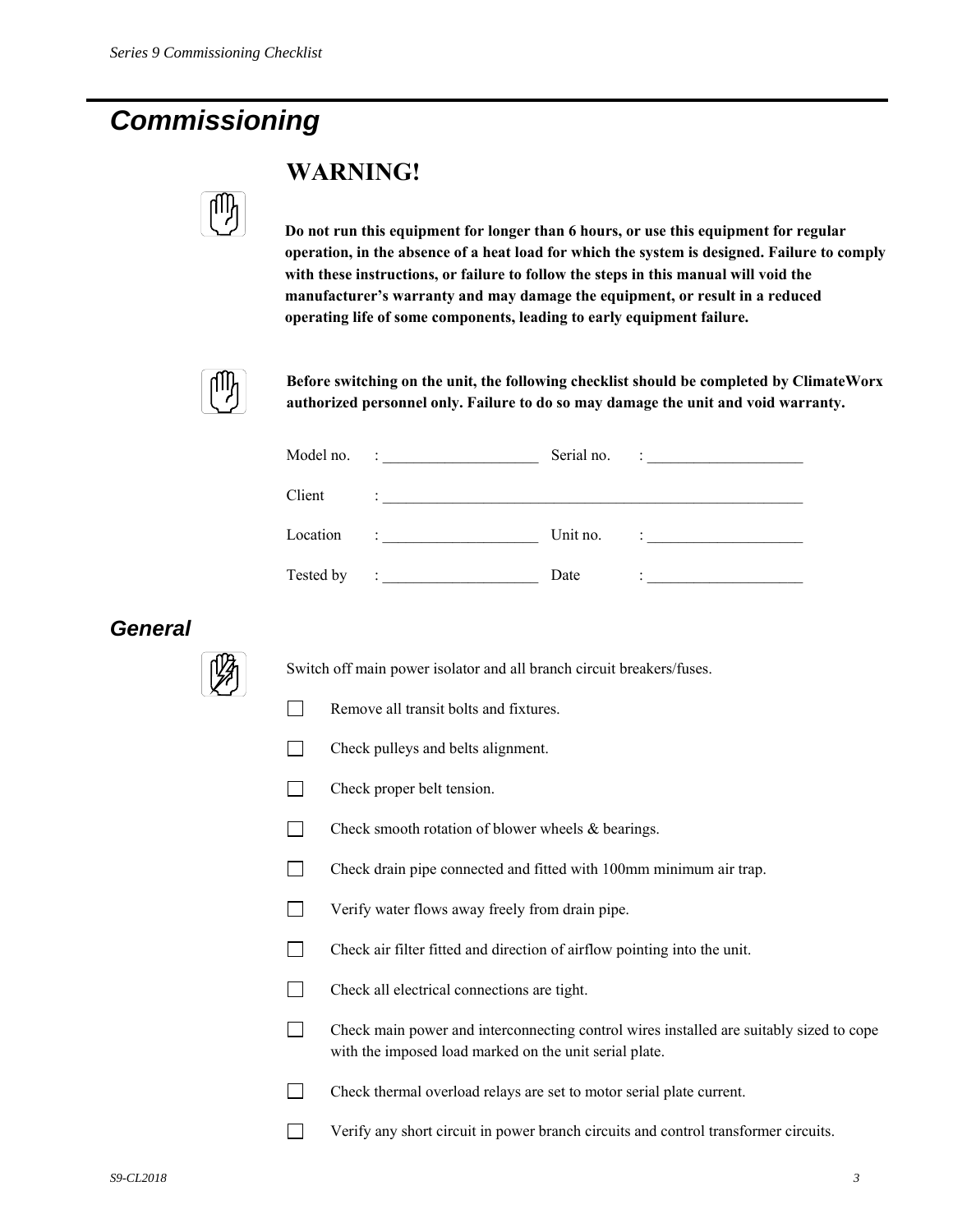// Commissioning

## WARNING!

**Do not run this equipment for longer than 6 hours, or use this equipment for regular operation, in the absence of a heat load for which the system is designed. Failure to comply with these instructions, or failure to follow the steps in this manual will void the manufacturer's warranty and may damage the equipment, or result in a reduced operating life of some components, leading to early equipment failure.**

**Before switching on the unit, the following checklist should be completed by ClimateWorx authorized personnel only. Failure to do so may damage the unit and void warranty.**

Model no. : ____________________ Serial no. : ____________________

Client : ________________________________________________________

Location : ____________________ Unit no. : ____________________

Tested by : ____________________ Date : ____________________

## General

Switch off main power isolator and all branch circuit breakers/fuses.

- [ ] Remove all transit bolts and fixtures.
- [ ] Check pulleys and belts alignment.
- [ ] Check proper belt tension.
- [ ] Check smooth rotation of blower wheels & bearings.
- [ ] Check drain pipe connected and fitted with 100mm minimum air trap.
- [ ] Verify water flows away freely from drain pipe.
- [ ] Check air filter fitted and direction of airflow pointing into the unit.
- [ ] Check all electrical connections are tight.
- [ ] Check main power and interconnecting control wires installed are suitably sized to cope with the imposed load marked on the unit serial plate.
- [ ] Check thermal overload relays are set to motor serial plate current.
- [ ] Verify any short circuit in power branch circuits and control transformer circuits.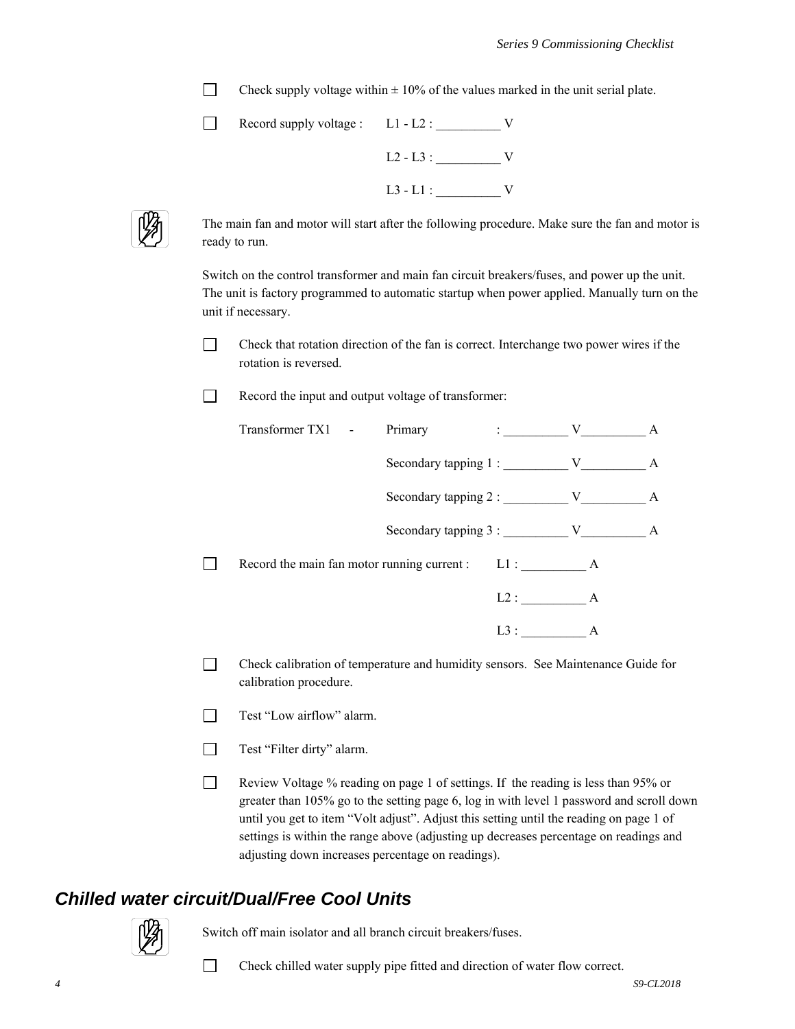- [ ] Check supply voltage within ± 10% of the values marked in the unit serial plate.

- [ ] Record supply voltage : L1 - L2 : __________ V

  L2 - L3 : __________ V

  L3 - L1 : __________ V

The main fan and motor will start after the following procedure. Make sure the fan and motor is ready to run.

Switch on the control transformer and main fan circuit breakers/fuses, and power up the unit. The unit is factory programmed to automatic startup when power applied. Manually turn on the unit if necessary.

- [ ] Check that rotation direction of the fan is correct. Interchange two power wires if the rotation is reversed.

- [ ] Record the input and output voltage of transformer:

  Transformer TX1 - Primary : __________ V__________ A

  Secondary tapping 1 : __________ V__________ A

  Secondary tapping 2 : __________ V__________ A

  Secondary tapping 3 : __________ V__________ A

- [ ] Record the main fan motor running current : L1 : __________ A

  L2 : __________ A

  L3 : __________ A

- [ ] Check calibration of temperature and humidity sensors. See Maintenance Guide for calibration procedure.

- [ ] Test "Low airflow" alarm.

- [ ] Test "Filter dirty" alarm.

- [ ] Review Voltage % reading on page 1 of settings. If the reading is less than 95% or greater than 105% go to the setting page 6, log in with level 1 password and scroll down until you get to item "Volt adjust". Adjust this setting until the reading on page 1 of settings is within the range above (adjusting up decreases percentage on readings and adjusting down increases percentage on readings).

## *Chilled water circuit/Dual/Free Cool Units*

Switch off main isolator and all branch circuit breakers/fuses.

- [ ] Check chilled water supply pipe fitted and direction of water flow correct.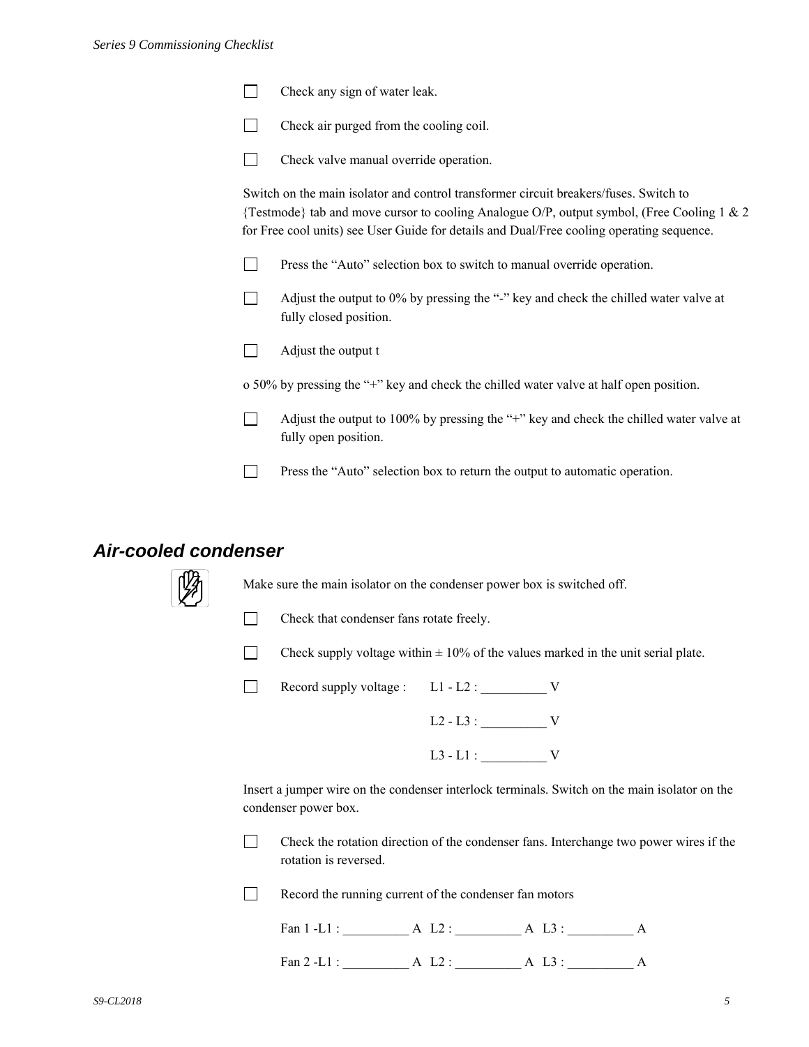- [ ] Check any sign of water leak.
- [ ] Check air purged from the cooling coil.
- [ ] Check valve manual override operation.

Switch on the main isolator and control transformer circuit breakers/fuses. Switch to {Testmode} tab and move cursor to cooling Analogue O/P, output symbol, (Free Cooling 1 & 2 for Free cool units) see User Guide for details and Dual/Free cooling operating sequence.

- [ ] Press the "Auto" selection box to switch to manual override operation.
- [ ] Adjust the output to 0% by pressing the "-" key and check the chilled water valve at fully closed position.
- [ ] Adjust the output t

o 50% by pressing the "+" key and check the chilled water valve at half open position.

- [ ] Adjust the output to 100% by pressing the "+" key and check the chilled water valve at fully open position.
- [ ] Press the "Auto" selection box to return the output to automatic operation.

## Air-cooled condenser

Make sure the main isolator on the condenser power box is switched off.

- [ ] Check that condenser fans rotate freely.
- [ ] Check supply voltage within ± 10% of the values marked in the unit serial plate.
- [ ] Record supply voltage : L1 - L2 : __________ V

  L2 - L3 : __________ V

  L3 - L1 : __________ V

Insert a jumper wire on the condenser interlock terminals. Switch on the main isolator on the condenser power box.

- [ ] Check the rotation direction of the condenser fans. Interchange two power wires if the rotation is reversed.
- [ ] Record the running current of the condenser fan motors

  Fan 1 -L1 : __________ A L2 : __________ A L3 : __________ A

  Fan 2 -L1 : __________ A L2 : __________ A L3 : __________ A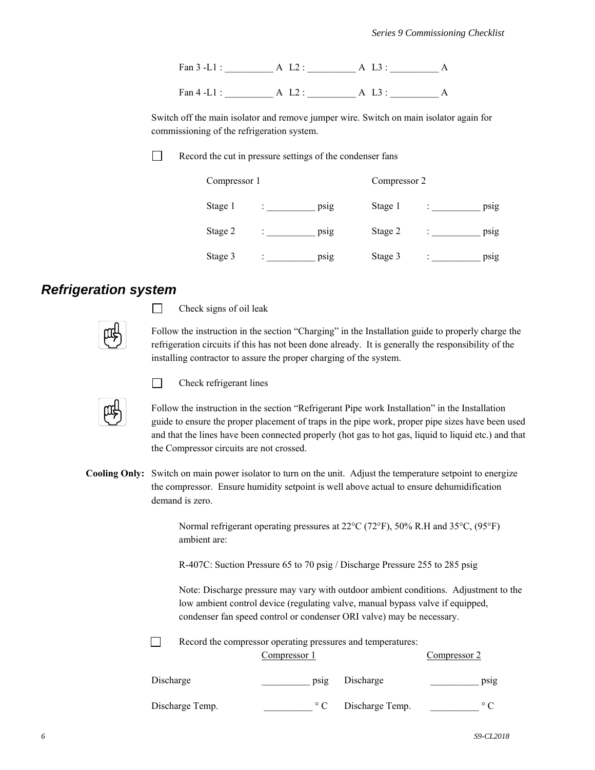Fan 3 -L1 : __________ A  L2 : __________ A  L3 : __________ A

Fan 4 -L1 : __________ A  L2 : __________ A  L3 : __________ A

Switch off the main isolator and remove jumper wire. Switch on main isolator again for commissioning of the refrigeration system.

☐ Record the cut in pressure settings of the condenser fans

| Compressor 1 | | Compressor 2 | |
|---|---|---|---|
| Stage 1 | : __________ psig | Stage 1 | : __________ psig |
| Stage 2 | : __________ psig | Stage 2 | : __________ psig |
| Stage 3 | : __________ psig | Stage 3 | : __________ psig |

## *Refrigeration system*

☐ Check signs of oil leak

Follow the instruction in the section "Charging" in the Installation guide to properly charge the refrigeration circuits if this has not been done already. It is generally the responsibility of the installing contractor to assure the proper charging of the system.

☐ Check refrigerant lines

Follow the instruction in the section "Refrigerant Pipe work Installation" in the Installation guide to ensure the proper placement of traps in the pipe work, proper pipe sizes have been used and that the lines have been connected properly (hot gas to hot gas, liquid to liquid etc.) and that the Compressor circuits are not crossed.

**Cooling Only:** Switch on main power isolator to turn on the unit. Adjust the temperature setpoint to energize the compressor. Ensure humidity setpoint is well above actual to ensure dehumidification demand is zero.

Normal refrigerant operating pressures at 22°C (72°F), 50% R.H and 35°C, (95°F) ambient are:

R-407C: Suction Pressure 65 to 70 psig / Discharge Pressure 255 to 285 psig

Note: Discharge pressure may vary with outdoor ambient conditions. Adjustment to the low ambient control device (regulating valve, manual bypass valve if equipped, condenser fan speed control or condenser ORI valve) may be necessary.

☐ Record the compressor operating pressures and temperatures:

| | Compressor 1 | | Compressor 2 |
|---|---|---|---|
| Discharge | __________ psig | Discharge | __________ psig |
| Discharge Temp. | __________ ° C | Discharge Temp. | __________ ° C |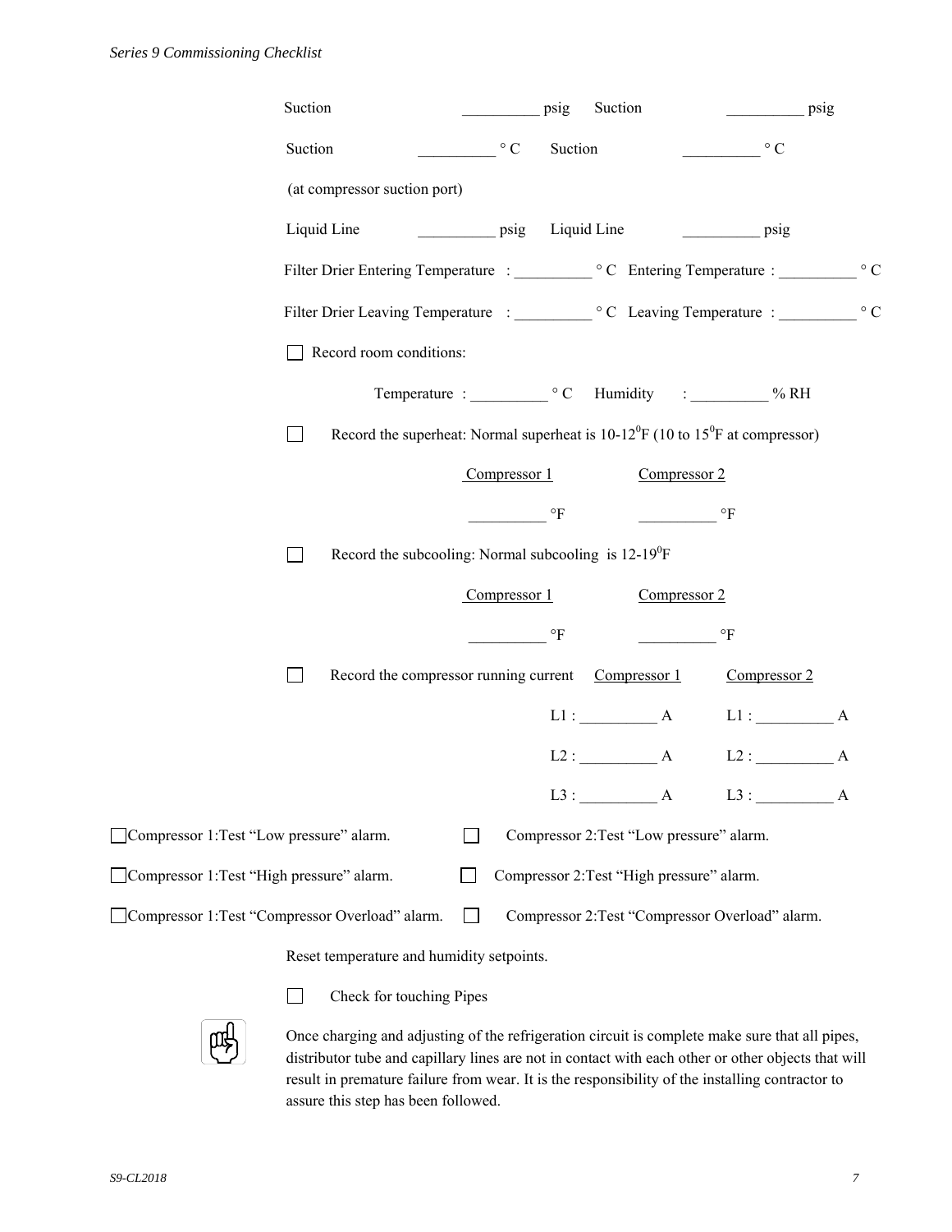Suction __________ psig Suction __________ psig

Suction __________ ° C Suction __________ ° C

(at compressor suction port)

Liquid Line __________ psig Liquid Line __________ psig

Filter Drier Entering Temperature : __________ ° C Entering Temperature : __________ ° C

Filter Drier Leaving Temperature : __________ ° C Leaving Temperature : __________ ° C

☐ Record room conditions:

Temperature : __________ ° C Humidity : __________ % RH

☐ Record the superheat: Normal superheat is 10-12$^0$F (10 to 15$^0$F at compressor)

| Compressor 1 | Compressor 2 |
|---|---|
| __________ °F | __________ °F |

☐ Record the subcooling: Normal subcooling is 12-19$^0$F

| Compressor 1 | Compressor 2 |
|---|---|
| __________ °F | __________ °F |

☐ Record the compressor running current

| Compressor 1 | Compressor 2 |
|---|---|
| L1 : __________ A | L1 : __________ A |
| L2 : __________ A | L2 : __________ A |
| L3 : __________ A | L3 : __________ A |

☐ Compressor 1:Test "Low pressure" alarm. ☐ Compressor 2:Test "Low pressure" alarm.

☐ Compressor 1:Test "High pressure" alarm. ☐ Compressor 2:Test "High pressure" alarm.

☐ Compressor 1:Test "Compressor Overload" alarm. ☐ Compressor 2:Test "Compressor Overload" alarm.

Reset temperature and humidity setpoints.

☐ Check for touching Pipes

Once charging and adjusting of the refrigeration circuit is complete make sure that all pipes, distributor tube and capillary lines are not in contact with each other or other objects that will result in premature failure from wear. It is the responsibility of the installing contractor to assure this step has been followed.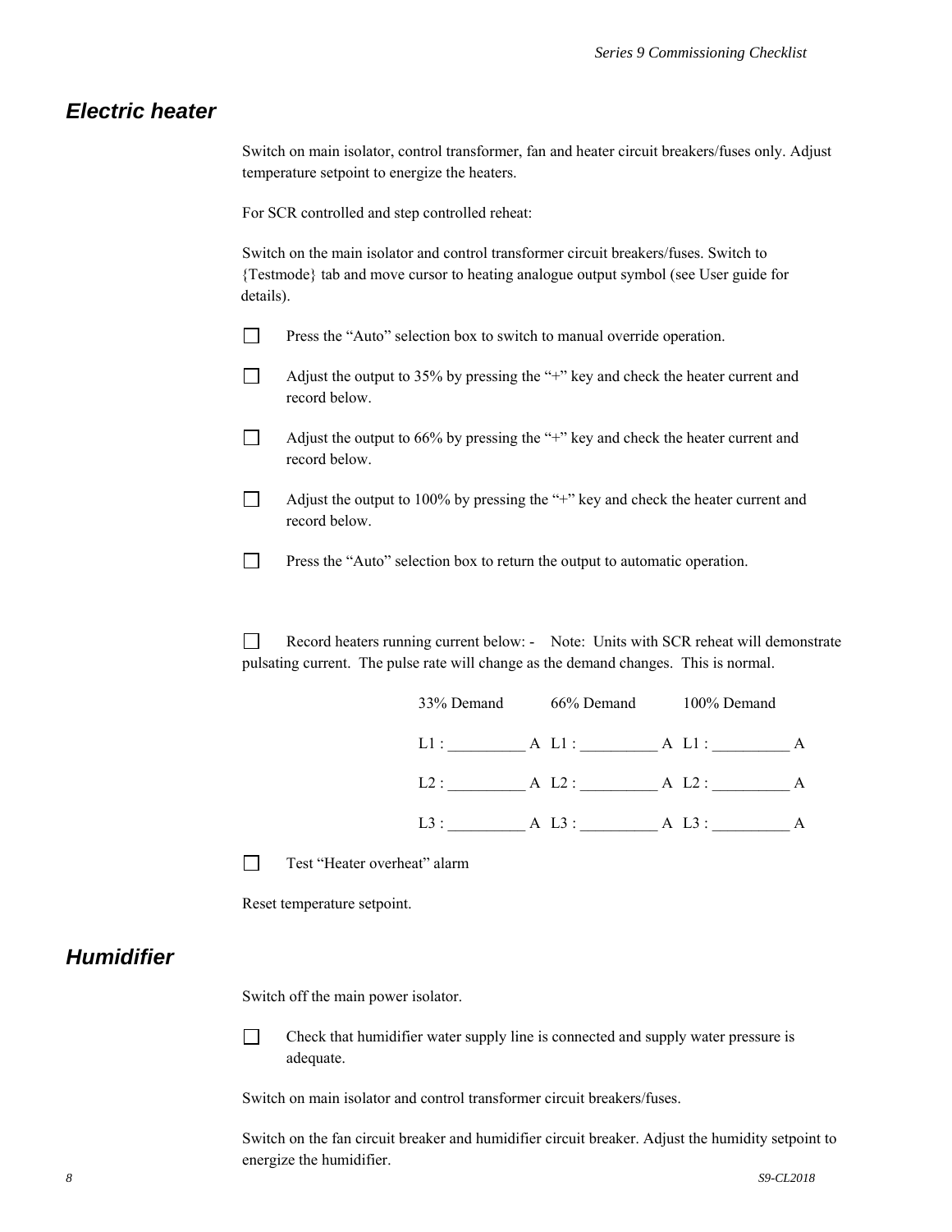## Electric heater

Switch on main isolator, control transformer, fan and heater circuit breakers/fuses only. Adjust temperature setpoint to energize the heaters.

For SCR controlled and step controlled reheat:

Switch on the main isolator and control transformer circuit breakers/fuses. Switch to {Testmode} tab and move cursor to heating analogue output symbol (see User guide for details).

- ☐ Press the "Auto" selection box to switch to manual override operation.
- ☐ Adjust the output to 35% by pressing the "+" key and check the heater current and record below.
- ☐ Adjust the output to 66% by pressing the "+" key and check the heater current and record below.
- ☐ Adjust the output to 100% by pressing the "+" key and check the heater current and record below.
- ☐ Press the "Auto" selection box to return the output to automatic operation.

☐ Record heaters running current below: - Note: Units with SCR reheat will demonstrate pulsating current. The pulse rate will change as the demand changes. This is normal.

| 33% Demand | 66% Demand | 100% Demand |
|---|---|---|
| L1 : __________ A | L1 : __________ A | L1 : __________ A |
| L2 : __________ A | L2 : __________ A | L2 : __________ A |
| L3 : __________ A | L3 : __________ A | L3 : __________ A |

- ☐ Test "Heater overheat" alarm

Reset temperature setpoint.

## Humidifier

Switch off the main power isolator.

- ☐ Check that humidifier water supply line is connected and supply water pressure is adequate.

Switch on main isolator and control transformer circuit breakers/fuses.

Switch on the fan circuit breaker and humidifier circuit breaker. Adjust the humidity setpoint to energize the humidifier.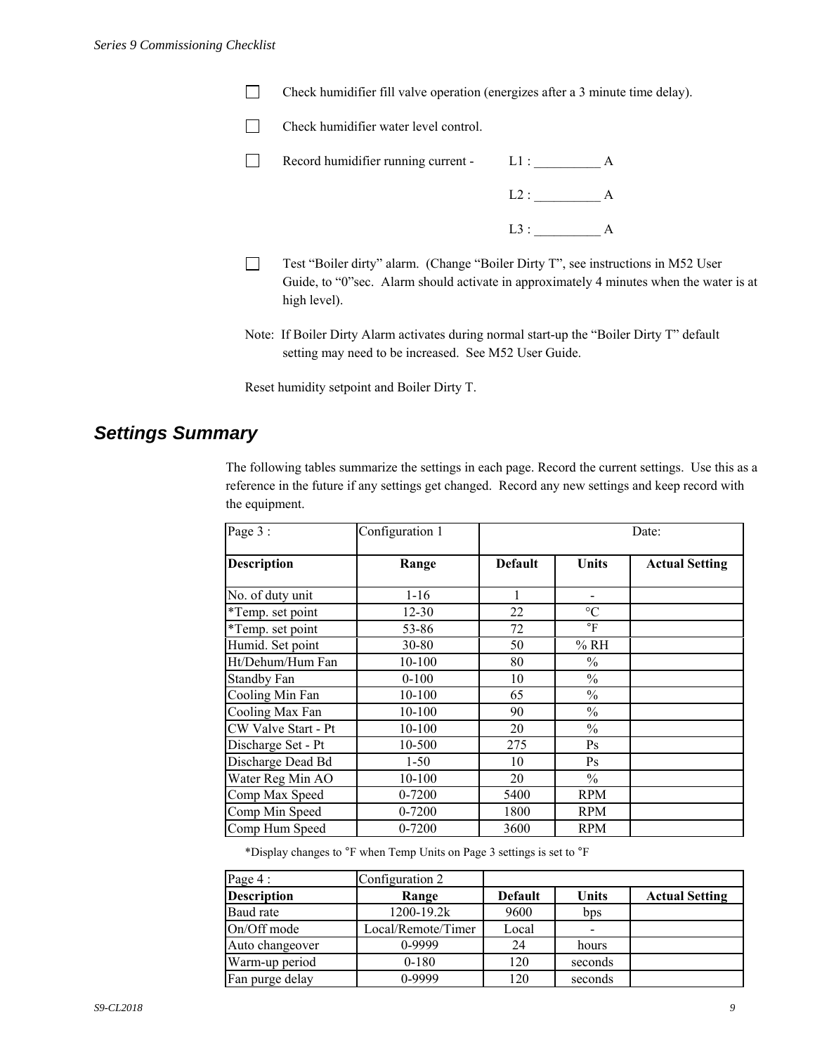- [ ] Check humidifier fill valve operation (energizes after a 3 minute time delay).
- [ ] Check humidifier water level control.
- [ ] Record humidifier running current - L1 : __________ A

  L2 : __________ A

  L3 : __________ A
- [ ] Test "Boiler dirty" alarm. (Change "Boiler Dirty T", see instructions in M52 User Guide, to "0"sec. Alarm should activate in approximately 4 minutes when the water is at high level).

Note: If Boiler Dirty Alarm activates during normal start-up the "Boiler Dirty T" default setting may need to be increased. See M52 User Guide.

Reset humidity setpoint and Boiler Dirty T.

## Settings Summary

The following tables summarize the settings in each page. Record the current settings. Use this as a reference in the future if any settings get changed. Record any new settings and keep record with the equipment.

| Page 3 : | Configuration 1 | Date: | | |
|---|---|---|---|---|
| **Description** | **Range** | **Default** | **Units** | **Actual Setting** |
| No. of duty unit | 1-16 | 1 | - | |
| *Temp. set point | 12-30 | 22 | °C | |
| *Temp. set point | 53-86 | 72 | °F | |
| Humid. Set point | 30-80 | 50 | % RH | |
| Ht/Dehum/Hum Fan | 10-100 | 80 | % | |
| Standby Fan | 0-100 | 10 | % | |
| Cooling Min Fan | 10-100 | 65 | % | |
| Cooling Max Fan | 10-100 | 90 | % | |
| CW Valve Start - Pt | 10-100 | 20 | % | |
| Discharge Set - Pt | 10-500 | 275 | Ps | |
| Discharge Dead Bd | 1-50 | 10 | Ps | |
| Water Reg Min AO | 10-100 | 20 | % | |
| Comp Max Speed | 0-7200 | 5400 | RPM | |
| Comp Min Speed | 0-7200 | 1800 | RPM | |
| Comp Hum Speed | 0-7200 | 3600 | RPM | |

*Display changes to °F when Temp Units on Page 3 settings is set to °F

| Page 4 : | Configuration 2 | | | |
|---|---|---|---|---|
| **Description** | **Range** | **Default** | **Units** | **Actual Setting** |
| Baud rate | 1200-19.2k | 9600 | bps | |
| On/Off mode | Local/Remote/Timer | Local | - | |
| Auto changeover | 0-9999 | 24 | hours | |
| Warm-up period | 0-180 | 120 | seconds | |
| Fan purge delay | 0-9999 | 120 | seconds | |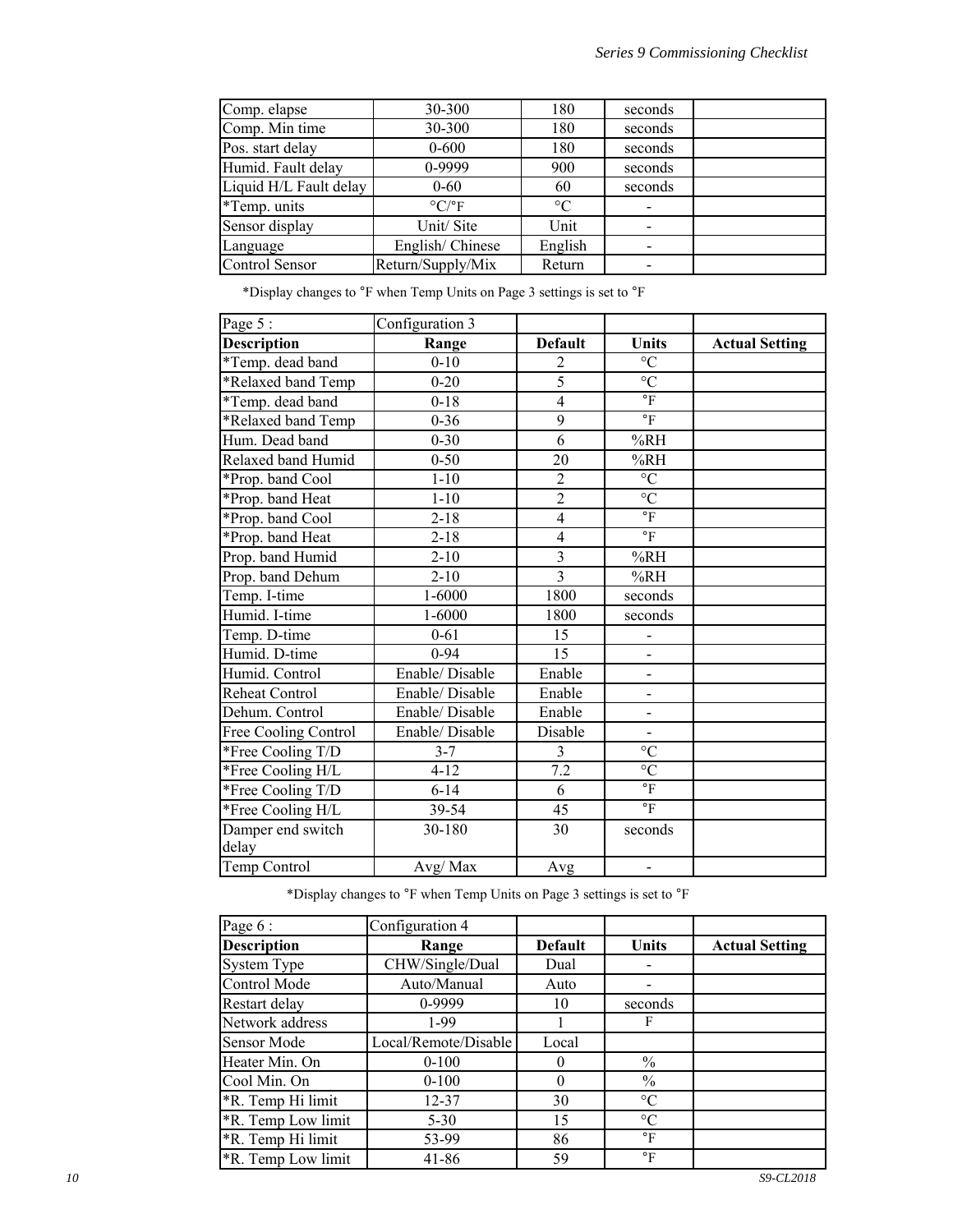| | | | | |
|---|---|---|---|---|
| Comp. elapse | 30-300 | 180 | seconds | |
| Comp. Min time | 30-300 | 180 | seconds | |
| Pos. start delay | 0-600 | 180 | seconds | |
| Humid. Fault delay | 0-9999 | 900 | seconds | |
| Liquid H/L Fault delay | 0-60 | 60 | seconds | |
| *Temp. units | °C/°F | °C | - | |
| Sensor display | Unit/ Site | Unit | - | |
| Language | English/ Chinese | English | - | |
| Control Sensor | Return/Supply/Mix | Return | - | |

*Display changes to °F when Temp Units on Page 3 settings is set to °F

| Page 5 : | Configuration 3 | | | |
|---|---|---|---|---|
| **Description** | **Range** | **Default** | **Units** | **Actual Setting** |
| *Temp. dead band | 0-10 | 2 | °C | |
| *Relaxed band Temp | 0-20 | 5 | °C | |
| *Temp. dead band | 0-18 | 4 | °F | |
| *Relaxed band Temp | 0-36 | 9 | °F | |
| Hum. Dead band | 0-30 | 6 | %RH | |
| Relaxed band Humid | 0-50 | 20 | %RH | |
| *Prop. band Cool | 1-10 | 2 | °C | |
| *Prop. band Heat | 1-10 | 2 | °C | |
| *Prop. band Cool | 2-18 | 4 | °F | |
| *Prop. band Heat | 2-18 | 4 | °F | |
| Prop. band Humid | 2-10 | 3 | %RH | |
| Prop. band Dehum | 2-10 | 3 | %RH | |
| Temp. I-time | 1-6000 | 1800 | seconds | |
| Humid. I-time | 1-6000 | 1800 | seconds | |
| Temp. D-time | 0-61 | 15 | - | |
| Humid. D-time | 0-94 | 15 | - | |
| Humid. Control | Enable/ Disable | Enable | - | |
| Reheat Control | Enable/ Disable | Enable | - | |
| Dehum. Control | Enable/ Disable | Enable | - | |
| Free Cooling Control | Enable/ Disable | Disable | - | |
| *Free Cooling T/D | 3-7 | 3 | °C | |
| *Free Cooling H/L | 4-12 | 7.2 | °C | |
| *Free Cooling T/D | 6-14 | 6 | °F | |
| *Free Cooling H/L | 39-54 | 45 | °F | |
| Damper end switch delay | 30-180 | 30 | seconds | |
| Temp Control | Avg/ Max | Avg | - | |

*Display changes to °F when Temp Units on Page 3 settings is set to °F

| Page 6 : | Configuration 4 | | | |
|---|---|---|---|---|
| **Description** | **Range** | **Default** | **Units** | **Actual Setting** |
| System Type | CHW/Single/Dual | Dual | - | |
| Control Mode | Auto/Manual | Auto | - | |
| Restart delay | 0-9999 | 10 | seconds | |
| Network address | 1-99 | 1 | F | |
| Sensor Mode | Local/Remote/Disable | Local | | |
| Heater Min. On | 0-100 | 0 | % | |
| Cool Min. On | 0-100 | 0 | % | |
| *R. Temp Hi limit | 12-37 | 30 | °C | |
| *R. Temp Low limit | 5-30 | 15 | °C | |
| *R. Temp Hi limit | 53-99 | 86 | °F | |
| *R. Temp Low limit | 41-86 | 59 | °F | |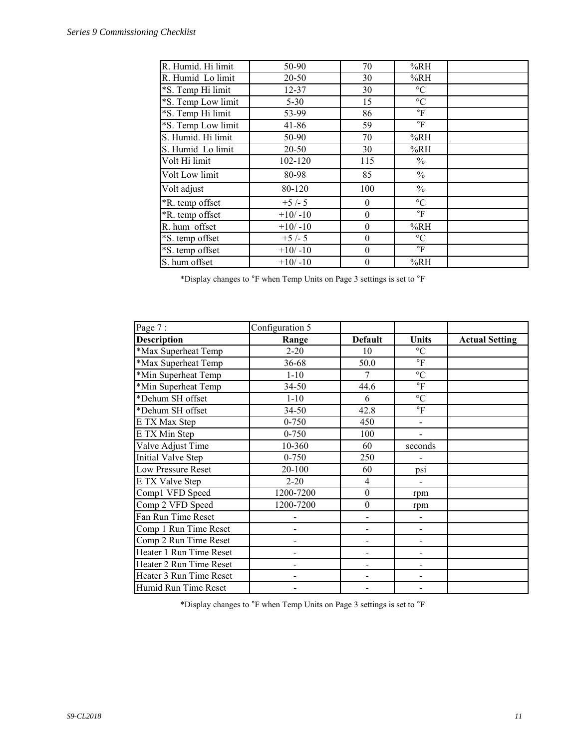| | | | | |
|---|---|---|---|---|
| R. Humid. Hi limit | 50-90 | 70 | %RH | |
| R. Humid Lo limit | 20-50 | 30 | %RH | |
| *S. Temp Hi limit | 12-37 | 30 | °C | |
| *S. Temp Low limit | 5-30 | 15 | °C | |
| *S. Temp Hi limit | 53-99 | 86 | °F | |
| *S. Temp Low limit | 41-86 | 59 | °F | |
| S. Humid. Hi limit | 50-90 | 70 | %RH | |
| S. Humid Lo limit | 20-50 | 30 | %RH | |
| Volt Hi limit | 102-120 | 115 | % | |
| Volt Low limit | 80-98 | 85 | % | |
| Volt adjust | 80-120 | 100 | % | |
| *R. temp offset | +5 /- 5 | 0 | °C | |
| *R. temp offset | +10/ -10 | 0 | °F | |
| R. hum offset | +10/ -10 | 0 | %RH | |
| *S. temp offset | +5 /- 5 | 0 | °C | |
| *S. temp offset | +10/ -10 | 0 | °F | |
| S. hum offset | +10/ -10 | 0 | %RH | |

*Display changes to °F when Temp Units on Page 3 settings is set to °F

| Page 7 : | Configuration 5 | | | |
|---|---|---|---|---|
| **Description** | **Range** | **Default** | **Units** | **Actual Setting** |
| *Max Superheat Temp | 2-20 | 10 | °C | |
| *Max Superheat Temp | 36-68 | 50.0 | °F | |
| *Min Superheat Temp | 1-10 | 7 | °C | |
| *Min Superheat Temp | 34-50 | 44.6 | °F | |
| *Dehum SH offset | 1-10 | 6 | °C | |
| *Dehum SH offset | 34-50 | 42.8 | °F | |
| E TX Max Step | 0-750 | 450 | - | |
| E TX Min Step | 0-750 | 100 | - | |
| Valve Adjust Time | 10-360 | 60 | seconds | |
| Initial Valve Step | 0-750 | 250 | - | |
| Low Pressure Reset | 20-100 | 60 | psi | |
| E TX Valve Step | 2-20 | 4 | - | |
| Comp1 VFD Speed | 1200-7200 | 0 | rpm | |
| Comp 2 VFD Speed | 1200-7200 | 0 | rpm | |
| Fan Run Time Reset | - | - | - | |
| Comp 1 Run Time Reset | - | - | - | |
| Comp 2 Run Time Reset | - | - | - | |
| Heater 1 Run Time Reset | - | - | - | |
| Heater 2 Run Time Reset | - | - | - | |
| Heater 3 Run Time Reset | - | - | - | |
| Humid Run Time Reset | - | - | - | |

*Display changes to °F when Temp Units on Page 3 settings is set to °F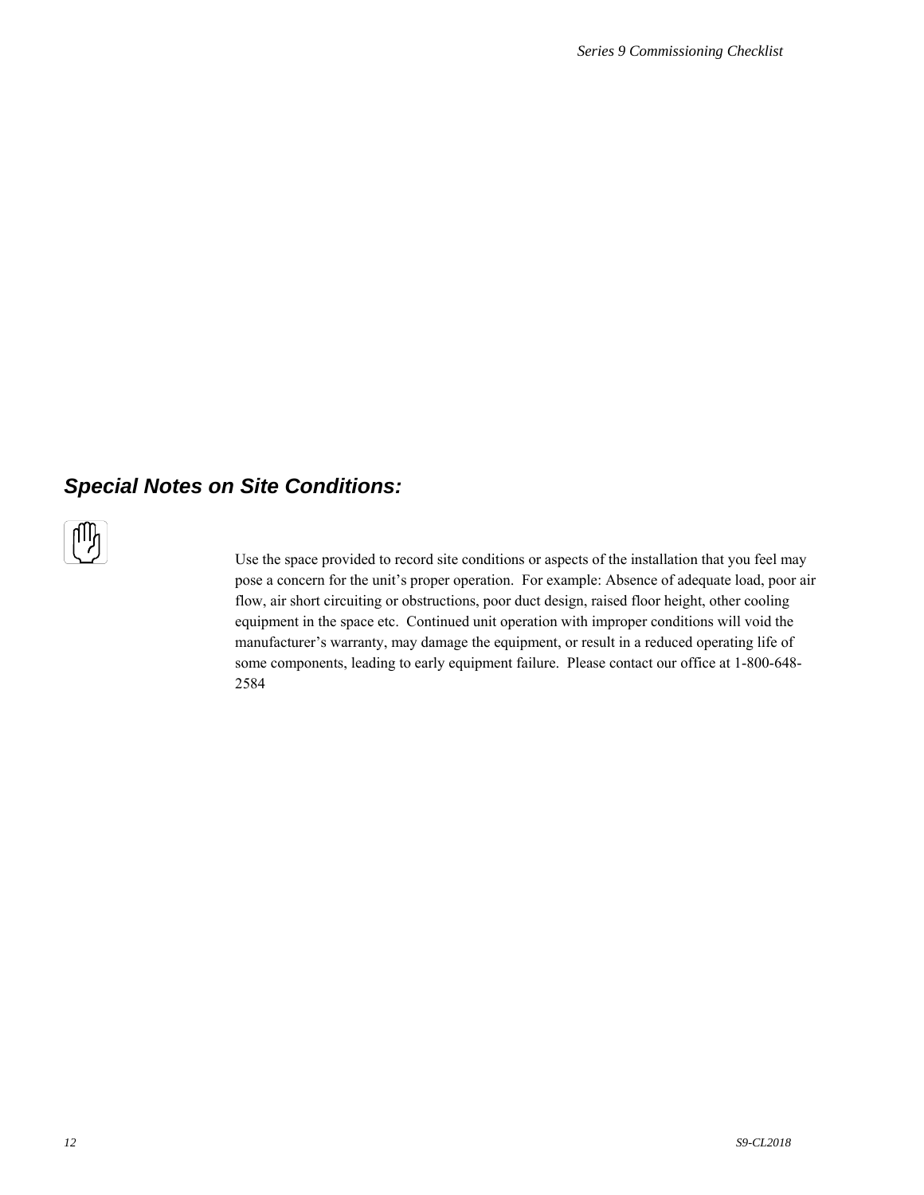## *Special Notes on Site Conditions:*

Use the space provided to record site conditions or aspects of the installation that you feel may pose a concern for the unit's proper operation. For example: Absence of adequate load, poor air flow, air short circuiting or obstructions, poor duct design, raised floor height, other cooling equipment in the space etc. Continued unit operation with improper conditions will void the manufacturer's warranty, may damage the equipment, or result in a reduced operating life of some components, leading to early equipment failure. Please contact our office at 1-800-648-2584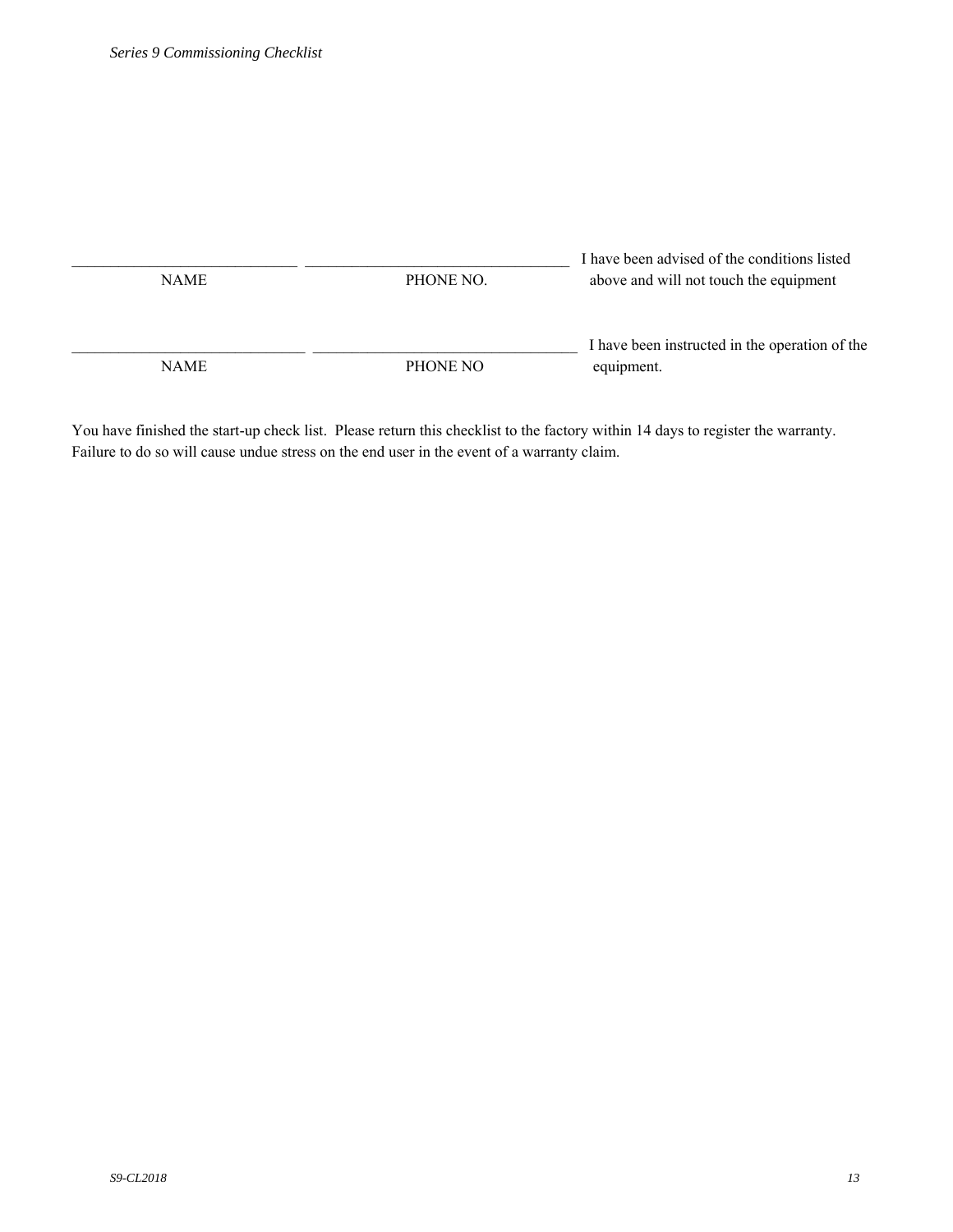| | | |
|---|---|---|
| ______________________________ NAME | ____________________________________ PHONE NO. | I have been advised of the conditions listed above and will not touch the equipment |
| ______________________________ NAME | ____________________________________ PHONE NO | I have been instructed in the operation of the equipment. |

You have finished the start-up check list. Please return this checklist to the factory within 14 days to register the warranty. Failure to do so will cause undue stress on the end user in the event of a warranty claim.